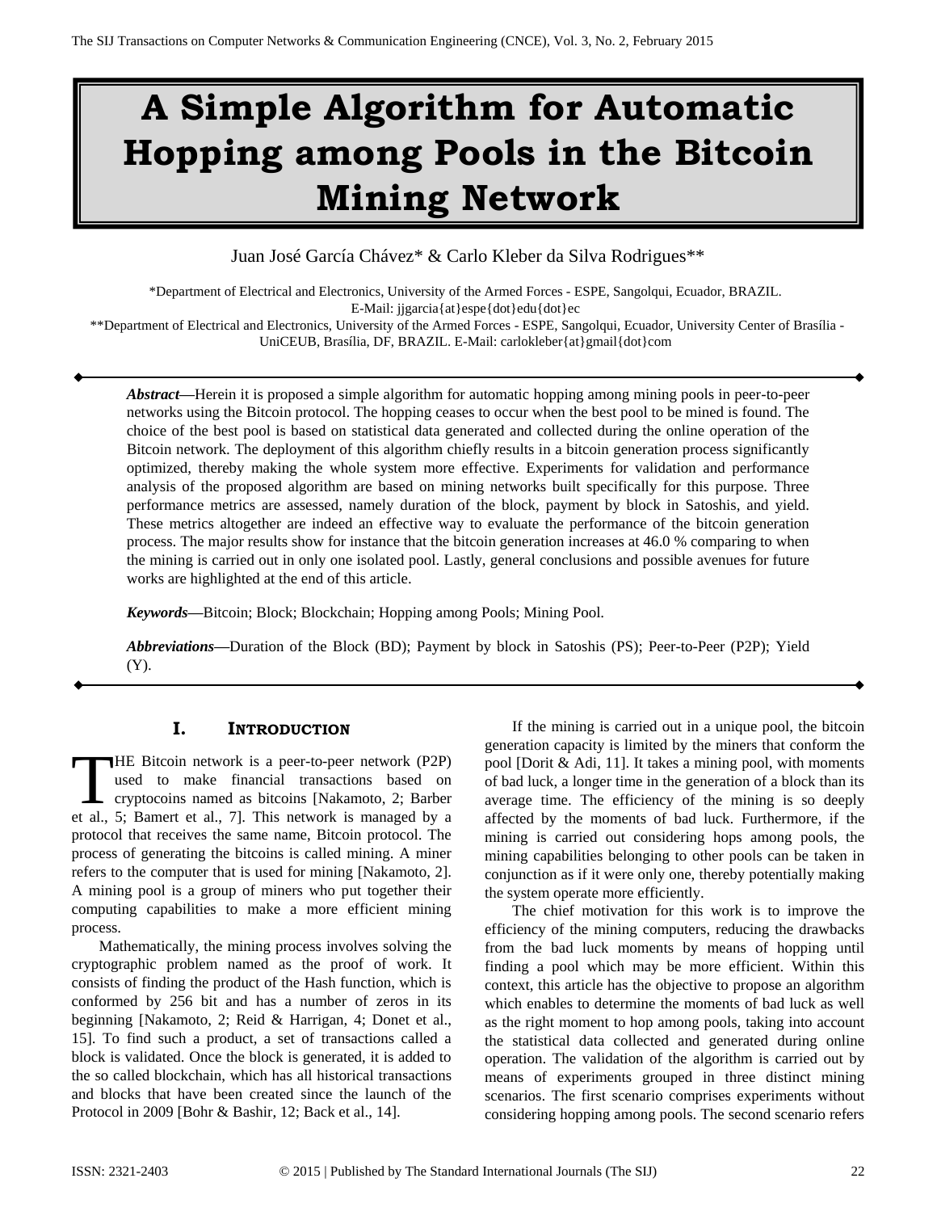# A Simple Algorithm for Automatic Hopping among Pools in the Bitcoin Mining Network

Juan José García Chávez* & Carlo Kleber da Silva Rodrigues**

*Department of Electrical and Electronics, University of the Armed Forces - ESPE, Sangolqui, Ecuador, BRAZIL. E-Mail: jjgarcia{at}espe{dot}edu{dot}ec

**Department of Electrical and Electronics, University of the Armed Forces - ESPE, Sangolqui, Ecuador, University Center of Brasília - UniCEUB, Brasília, DF, BRAZIL. E-Mail: carlokleber{at}gmail{dot}com

***Abstract*—**Herein it is proposed a simple algorithm for automatic hopping among mining pools in peer-to-peer networks using the Bitcoin protocol. The hopping ceases to occur when the best pool to be mined is found. The choice of the best pool is based on statistical data generated and collected during the online operation of the Bitcoin network. The deployment of this algorithm chiefly results in a bitcoin generation process significantly optimized, thereby making the whole system more effective. Experiments for validation and performance analysis of the proposed algorithm are based on mining networks built specifically for this purpose. Three performance metrics are assessed, namely duration of the block, payment by block in Satoshis, and yield. These metrics altogether are indeed an effective way to evaluate the performance of the bitcoin generation process. The major results show for instance that the bitcoin generation increases at 46.0 % comparing to when the mining is carried out in only one isolated pool. Lastly, general conclusions and possible avenues for future works are highlighted at the end of this article.

***Keywords*—**Bitcoin; Block; Blockchain; Hopping among Pools; Mining Pool.

***Abbreviations*—**Duration of the Block (BD); Payment by block in Satoshis (PS); Peer-to-Peer (P2P); Yield (Y).

## I. Introduction

THE Bitcoin network is a peer-to-peer network (P2P) used to make financial transactions based on cryptocoins named as bitcoins [Nakamoto, 2; Barber et al., 5; Bamert et al., 7]. This network is managed by a protocol that receives the same name, Bitcoin protocol. The process of generating the bitcoins is called mining. A miner refers to the computer that is used for mining [Nakamoto, 2]. A mining pool is a group of miners who put together their computing capabilities to make a more efficient mining process.

Mathematically, the mining process involves solving the cryptographic problem named as the proof of work. It consists of finding the product of the Hash function, which is conformed by 256 bit and has a number of zeros in its beginning [Nakamoto, 2; Reid & Harrigan, 4; Donet et al., 15]. To find such a product, a set of transactions called a block is validated. Once the block is generated, it is added to the so called blockchain, which has all historical transactions and blocks that have been created since the launch of the Protocol in 2009 [Bohr & Bashir, 12; Back et al., 14].

If the mining is carried out in a unique pool, the bitcoin generation capacity is limited by the miners that conform the pool [Dorit & Adi, 11]. It takes a mining pool, with moments of bad luck, a longer time in the generation of a block than its average time. The efficiency of the mining is so deeply affected by the moments of bad luck. Furthermore, if the mining is carried out considering hops among pools, the mining capabilities belonging to other pools can be taken in conjunction as if it were only one, thereby potentially making the system operate more efficiently.

The chief motivation for this work is to improve the efficiency of the mining computers, reducing the drawbacks from the bad luck moments by means of hopping until finding a pool which may be more efficient. Within this context, this article has the objective to propose an algorithm which enables to determine the moments of bad luck as well as the right moment to hop among pools, taking into account the statistical data collected and generated during online operation. The validation of the algorithm is carried out by means of experiments grouped in three distinct mining scenarios. The first scenario comprises experiments without considering hopping among pools. The second scenario refers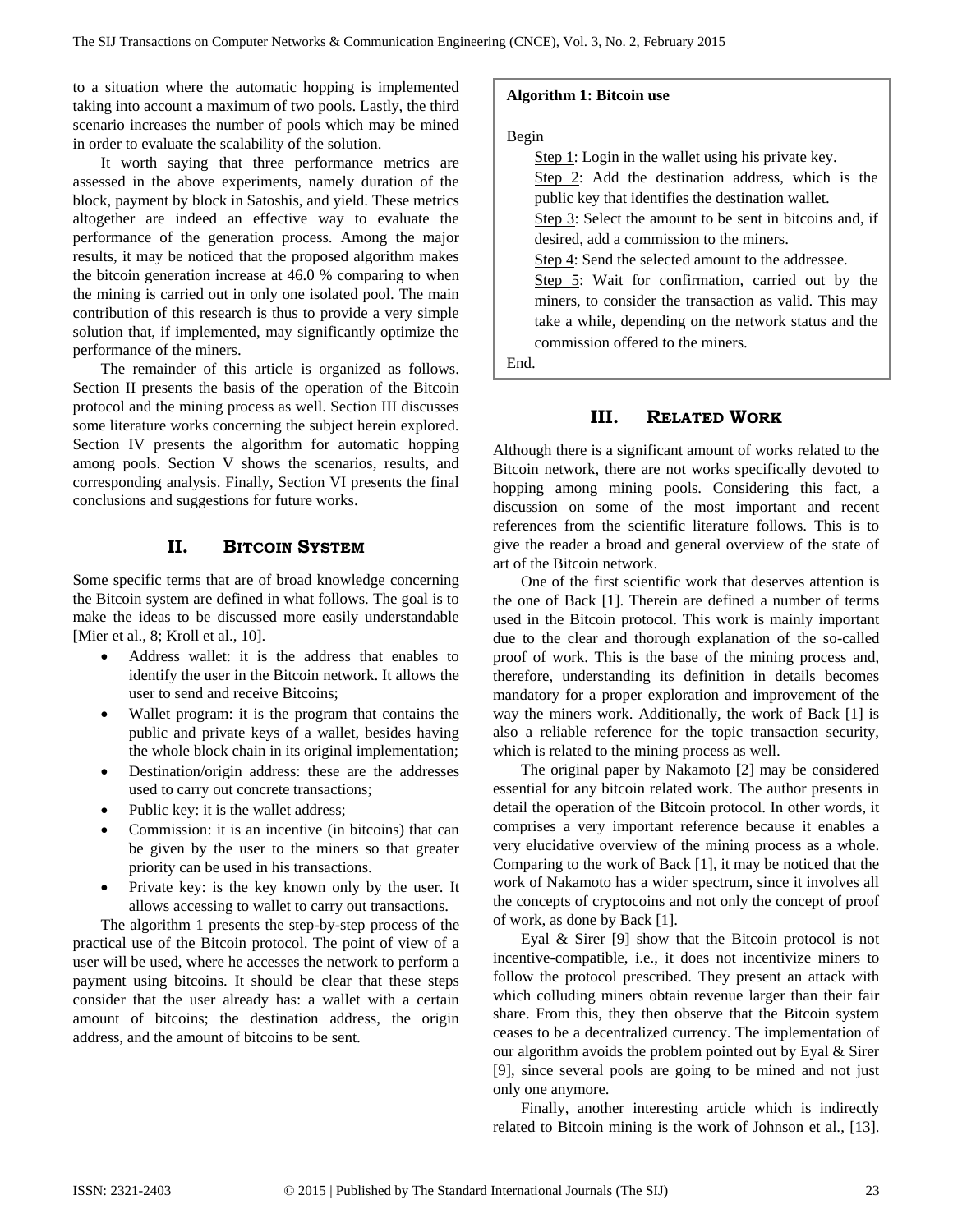to a situation where the automatic hopping is implemented taking into account a maximum of two pools. Lastly, the third scenario increases the number of pools which may be mined in order to evaluate the scalability of the solution.

It worth saying that three performance metrics are assessed in the above experiments, namely duration of the block, payment by block in Satoshis, and yield. These metrics altogether are indeed an effective way to evaluate the performance of the generation process. Among the major results, it may be noticed that the proposed algorithm makes the bitcoin generation increase at 46.0 % comparing to when the mining is carried out in only one isolated pool. The main contribution of this research is thus to provide a very simple solution that, if implemented, may significantly optimize the performance of the miners.

The remainder of this article is organized as follows. Section II presents the basis of the operation of the Bitcoin protocol and the mining process as well. Section III discusses some literature works concerning the subject herein explored. Section IV presents the algorithm for automatic hopping among pools. Section V shows the scenarios, results, and corresponding analysis. Finally, Section VI presents the final conclusions and suggestions for future works.

## II. BITCOIN SYSTEM

Some specific terms that are of broad knowledge concerning the Bitcoin system are defined in what follows. The goal is to make the ideas to be discussed more easily understandable [Mier et al., 8; Kroll et al., 10].

- Address wallet: it is the address that enables to identify the user in the Bitcoin network. It allows the user to send and receive Bitcoins;
- Wallet program: it is the program that contains the public and private keys of a wallet, besides having the whole block chain in its original implementation;
- Destination/origin address: these are the addresses used to carry out concrete transactions;
- Public key: it is the wallet address;
- Commission: it is an incentive (in bitcoins) that can be given by the user to the miners so that greater priority can be used in his transactions.
- Private key: is the key known only by the user. It allows accessing to wallet to carry out transactions.

The algorithm 1 presents the step-by-step process of the practical use of the Bitcoin protocol. The point of view of a user will be used, where he accesses the network to perform a payment using bitcoins. It should be clear that these steps consider that the user already has: a wallet with a certain amount of bitcoins; the destination address, the origin address, and the amount of bitcoins to be sent.

**Algorithm 1: Bitcoin use**

Begin

Step 1: Login in the wallet using his private key.

Step 2: Add the destination address, which is the public key that identifies the destination wallet.

Step 3: Select the amount to be sent in bitcoins and, if desired, add a commission to the miners.

Step 4: Send the selected amount to the addressee.

Step 5: Wait for confirmation, carried out by the miners, to consider the transaction as valid. This may take a while, depending on the network status and the commission offered to the miners.

End.

## III. RELATED WORK

Although there is a significant amount of works related to the Bitcoin network, there are not works specifically devoted to hopping among mining pools. Considering this fact, a discussion on some of the most important and recent references from the scientific literature follows. This is to give the reader a broad and general overview of the state of art of the Bitcoin network.

One of the first scientific work that deserves attention is the one of Back [1]. Therein are defined a number of terms used in the Bitcoin protocol. This work is mainly important due to the clear and thorough explanation of the so-called proof of work. This is the base of the mining process and, therefore, understanding its definition in details becomes mandatory for a proper exploration and improvement of the way the miners work. Additionally, the work of Back [1] is also a reliable reference for the topic transaction security, which is related to the mining process as well.

The original paper by Nakamoto [2] may be considered essential for any bitcoin related work. The author presents in detail the operation of the Bitcoin protocol. In other words, it comprises a very important reference because it enables a very elucidative overview of the mining process as a whole. Comparing to the work of Back [1], it may be noticed that the work of Nakamoto has a wider spectrum, since it involves all the concepts of cryptocoins and not only the concept of proof of work, as done by Back [1].

Eyal & Sirer [9] show that the Bitcoin protocol is not incentive-compatible, i.e., it does not incentivize miners to follow the protocol prescribed. They present an attack with which colluding miners obtain revenue larger than their fair share. From this, they then observe that the Bitcoin system ceases to be a decentralized currency. The implementation of our algorithm avoids the problem pointed out by Eyal & Sirer [9], since several pools are going to be mined and not just only one anymore.

Finally, another interesting article which is indirectly related to Bitcoin mining is the work of Johnson et al., [13].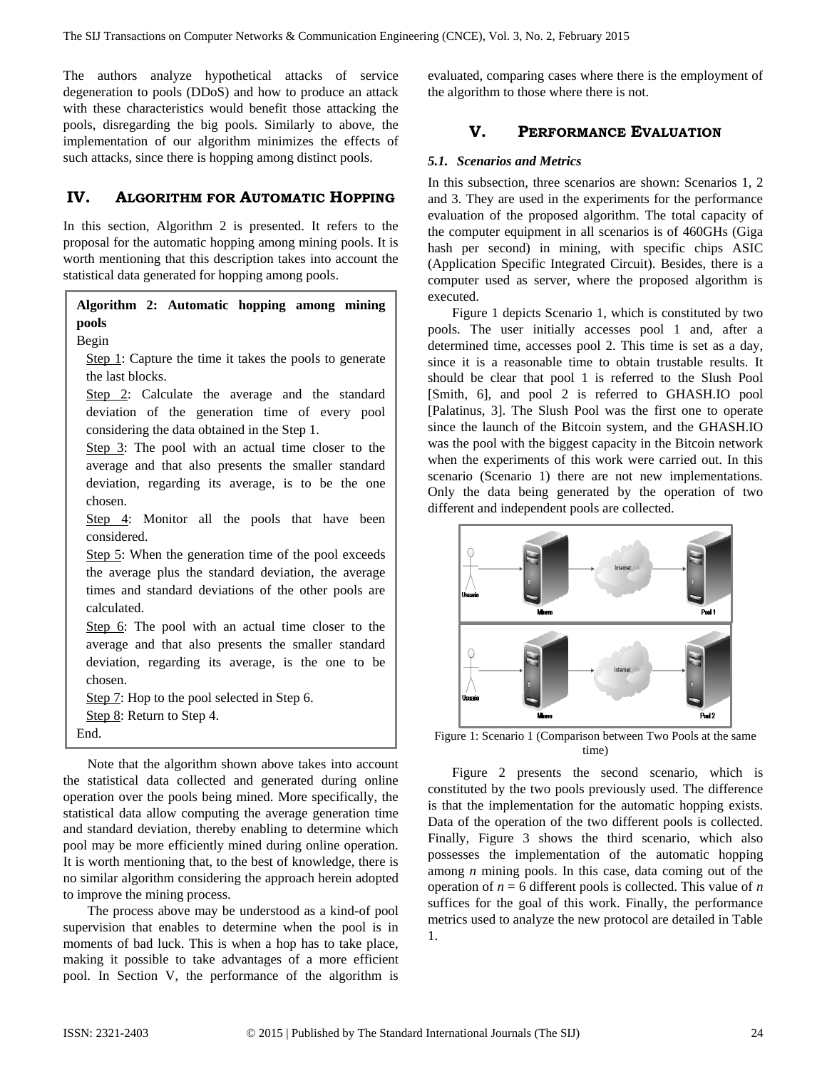The authors analyze hypothetical attacks of service degeneration to pools (DDoS) and how to produce an attack with these characteristics would benefit those attacking the pools, disregarding the big pools. Similarly to above, the implementation of our algorithm minimizes the effects of such attacks, since there is hopping among distinct pools.

## IV. Algorithm for Automatic Hopping

In this section, Algorithm 2 is presented. It refers to the proposal for the automatic hopping among mining pools. It is worth mentioning that this description takes into account the statistical data generated for hopping among pools.

**Algorithm 2: Automatic hopping among mining pools**

Begin

- Step 1: Capture the time it takes the pools to generate the last blocks.
- Step 2: Calculate the average and the standard deviation of the generation time of every pool considering the data obtained in the Step 1.
- Step 3: The pool with an actual time closer to the average and that also presents the smaller standard deviation, regarding its average, is to be the one chosen.
- Step 4: Monitor all the pools that have been considered.
- Step 5: When the generation time of the pool exceeds the average plus the standard deviation, the average times and standard deviations of the other pools are calculated.
- Step 6: The pool with an actual time closer to the average and that also presents the smaller standard deviation, regarding its average, is the one to be chosen.
- Step 7: Hop to the pool selected in Step 6.
- Step 8: Return to Step 4.

End.

Note that the algorithm shown above takes into account the statistical data collected and generated during online operation over the pools being mined. More specifically, the statistical data allow computing the average generation time and standard deviation, thereby enabling to determine which pool may be more efficiently mined during online operation. It is worth mentioning that, to the best of knowledge, there is no similar algorithm considering the approach herein adopted to improve the mining process.

The process above may be understood as a kind-of pool supervision that enables to determine when the pool is in moments of bad luck. This is when a hop has to take place, making it possible to take advantages of a more efficient pool. In Section V, the performance of the algorithm is evaluated, comparing cases where there is the employment of the algorithm to those where there is not.

## V. Performance Evaluation

### 5.1. Scenarios and Metrics

In this subsection, three scenarios are shown: Scenarios 1, 2 and 3. They are used in the experiments for the performance evaluation of the proposed algorithm. The total capacity of the computer equipment in all scenarios is of 460GHs (Giga hash per second) in mining, with specific chips ASIC (Application Specific Integrated Circuit). Besides, there is a computer used as server, where the proposed algorithm is executed.

Figure 1 depicts Scenario 1, which is constituted by two pools. The user initially accesses pool 1 and, after a determined time, accesses pool 2. This time is set as a day, since it is a reasonable time to obtain trustable results. It should be clear that pool 1 is referred to the Slush Pool [Smith, 6], and pool 2 is referred to GHASH.IO pool [Palatinus, 3]. The Slush Pool was the first one to operate since the launch of the Bitcoin system, and the GHASH.IO was the pool with the biggest capacity in the Bitcoin network when the experiments of this work were carried out. In this scenario (Scenario 1) there are not new implementations. Only the data being generated by the operation of two different and independent pools are collected.

Figure 1: Scenario 1 (Comparison between Two Pools at the same time)

Figure 2 presents the second scenario, which is constituted by the two pools previously used. The difference is that the implementation for the automatic hopping exists. Data of the operation of the two different pools is collected. Finally, Figure 3 shows the third scenario, which also possesses the implementation of the automatic hopping among *n* mining pools. In this case, data coming out of the operation of $n = 6$ different pools is collected. This value of *n* suffices for the goal of this work. Finally, the performance metrics used to analyze the new protocol are detailed in Table 1.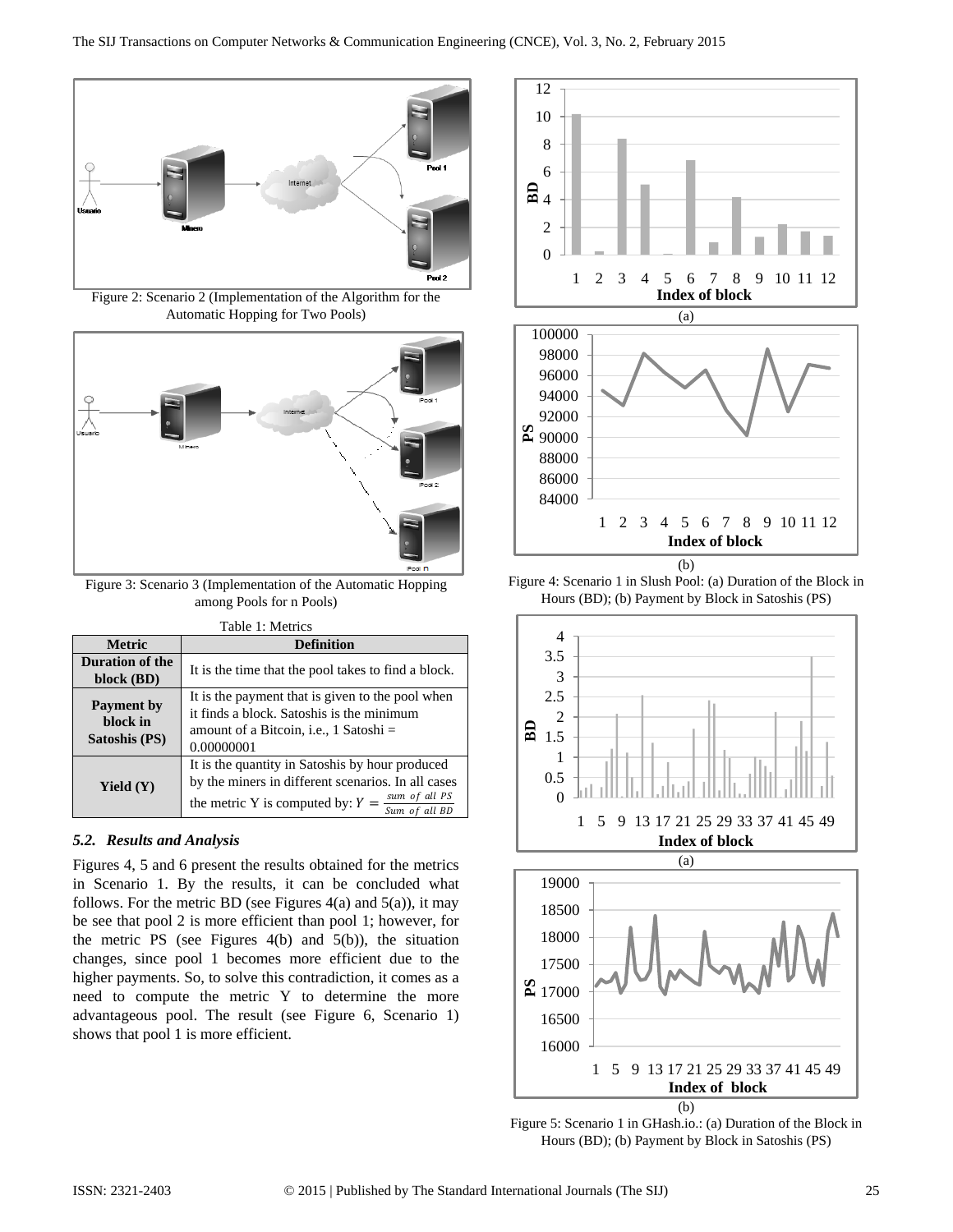Figure 2: Scenario 2 (Implementation of the Algorithm for the Automatic Hopping for Two Pools)

Figure 3: Scenario 3 (Implementation of the Automatic Hopping among Pools for n Pools)

Table 1: Metrics

| Metric | Definition |
|---|---|
| **Duration of the block (BD)** | It is the time that the pool takes to find a block. |
| **Payment by block in Satoshis (PS)** | It is the payment that is given to the pool when it finds a block. Satoshis is the minimum amount of a Bitcoin, i.e., 1 Satoshi = 0.00000001 |
| **Yield (Y)** | It is the quantity in Satoshis by hour produced by the miners in different scenarios. In all cases the metric Y is computed by: $Y = \frac{sum\ of\ all\ PS}{Sum\ of\ all\ BD}$ |

### *5.2. Results and Analysis*

Figures 4, 5 and 6 present the results obtained for the metrics in Scenario 1. By the results, it can be concluded what follows. For the metric BD (see Figures 4(a) and 5(a)), it may be see that pool 2 is more efficient than pool 1; however, for the metric PS (see Figures 4(b) and 5(b)), the situation changes, since pool 1 becomes more efficient due to the higher payments. So, to solve this contradiction, it comes as a need to compute the metric Y to determine the more advantageous pool. The result (see Figure 6, Scenario 1) shows that pool 1 is more efficient.

Figure 4: Scenario 1 in Slush Pool: (a) Duration of the Block in Hours (BD); (b) Payment by Block in Satoshis (PS)

Figure 5: Scenario 1 in GHash.io.: (a) Duration of the Block in Hours (BD); (b) Payment by Block in Satoshis (PS)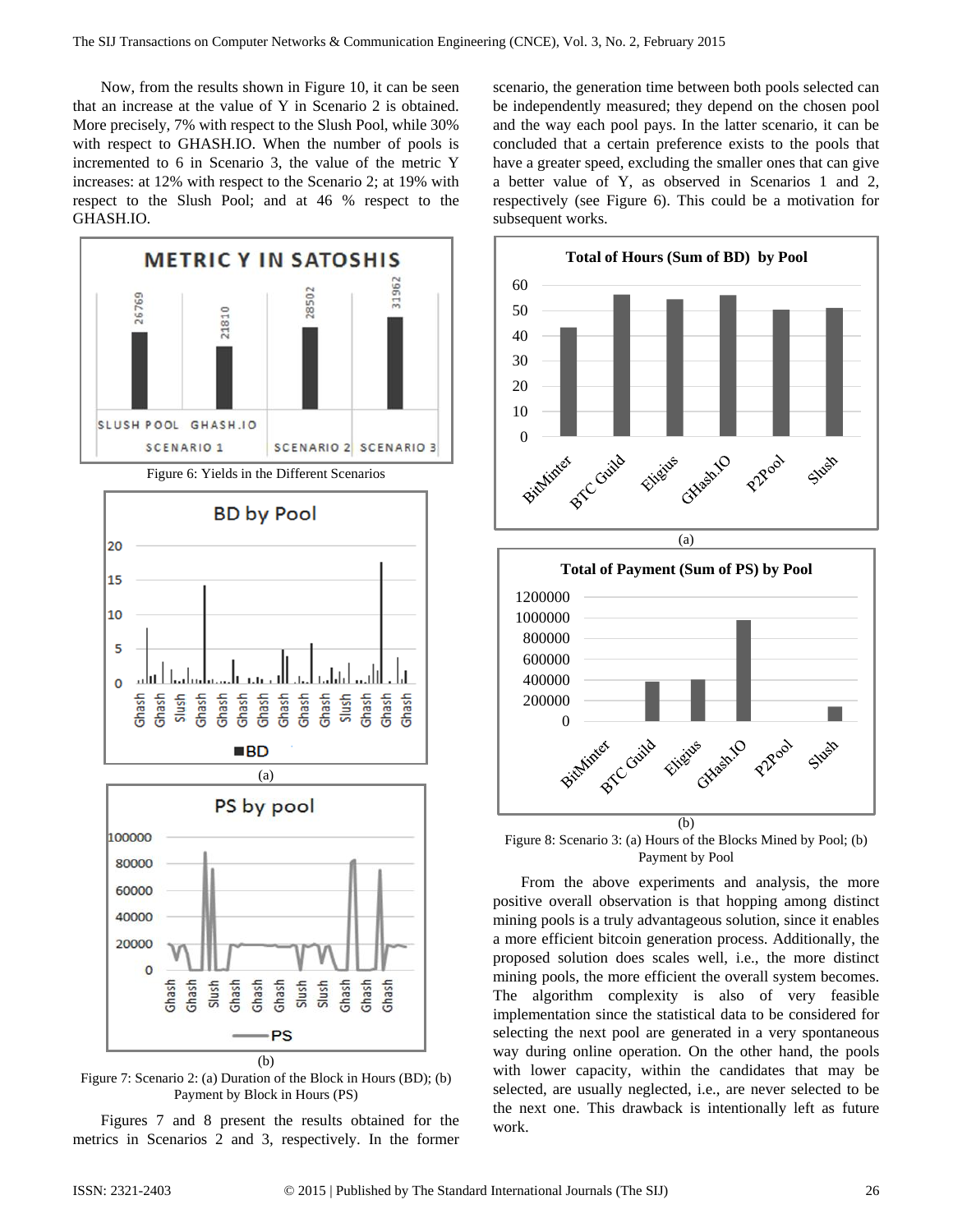Now, from the results shown in Figure 10, it can be seen that an increase at the value of Y in Scenario 2 is obtained. More precisely, 7% with respect to the Slush Pool, while 30% with respect to GHASH.IO. When the number of pools is incremented to 6 in Scenario 3, the value of the metric Y increases: at 12% with respect to the Scenario 2; at 19% with respect to the Slush Pool; and at 46 % respect to the GHASH.IO.

Figure 6: Yields in the Different Scenarios

(a)

(b)

Figure 7: Scenario 2: (a) Duration of the Block in Hours (BD); (b) Payment by Block in Hours (PS)

Figures 7 and 8 present the results obtained for the metrics in Scenarios 2 and 3, respectively. In the former scenario, the generation time between both pools selected can be independently measured; they depend on the chosen pool and the way each pool pays. In the latter scenario, it can be concluded that a certain preference exists to the pools that have a greater speed, excluding the smaller ones that can give a better value of Y, as observed in Scenarios 1 and 2, respectively (see Figure 6). This could be a motivation for subsequent works.

(a)

(b)

Figure 8: Scenario 3: (a) Hours of the Blocks Mined by Pool; (b) Payment by Pool

From the above experiments and analysis, the more positive overall observation is that hopping among distinct mining pools is a truly advantageous solution, since it enables a more efficient bitcoin generation process. Additionally, the proposed solution does scales well, i.e., the more distinct mining pools, the more efficient the overall system becomes. The algorithm complexity is also of very feasible implementation since the statistical data to be considered for selecting the next pool are generated in a very spontaneous way during online operation. On the other hand, the pools with lower capacity, within the candidates that may be selected, are usually neglected, i.e., are never selected to be the next one. This drawback is intentionally left as future work.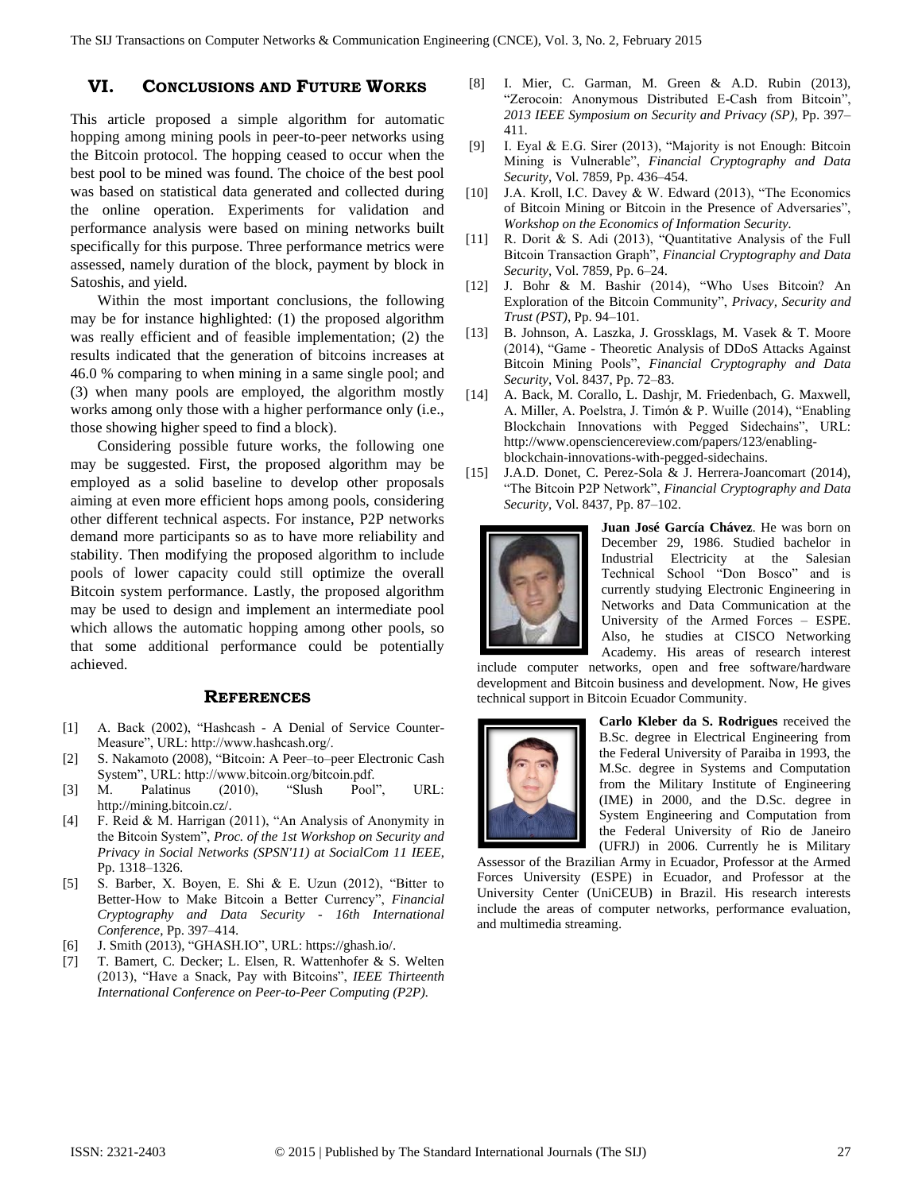## VI. CONCLUSIONS AND FUTURE WORKS

This article proposed a simple algorithm for automatic hopping among mining pools in peer-to-peer networks using the Bitcoin protocol. The hopping ceased to occur when the best pool to be mined was found. The choice of the best pool was based on statistical data generated and collected during the online operation. Experiments for validation and performance analysis were based on mining networks built specifically for this purpose. Three performance metrics were assessed, namely duration of the block, payment by block in Satoshis, and yield.

Within the most important conclusions, the following may be for instance highlighted: (1) the proposed algorithm was really efficient and of feasible implementation; (2) the results indicated that the generation of bitcoins increases at 46.0 % comparing to when mining in a same single pool; and (3) when many pools are employed, the algorithm mostly works among only those with a higher performance only (i.e., those showing higher speed to find a block).

Considering possible future works, the following one may be suggested. First, the proposed algorithm may be employed as a solid baseline to develop other proposals aiming at even more efficient hops among pools, considering other different technical aspects. For instance, P2P networks demand more participants so as to have more reliability and stability. Then modifying the proposed algorithm to include pools of lower capacity could still optimize the overall Bitcoin system performance. Lastly, the proposed algorithm may be used to design and implement an intermediate pool which allows the automatic hopping among other pools, so that some additional performance could be potentially achieved.

## REFERENCES

[1] A. Back (2002), "Hashcash - A Denial of Service Counter-Measure", URL: http://www.hashcash.org/.

[2] S. Nakamoto (2008), "Bitcoin: A Peer–to–peer Electronic Cash System", URL: http://www.bitcoin.org/bitcoin.pdf.

[3] M. Palatinus (2010), "Slush Pool", URL: http://mining.bitcoin.cz/.

[4] F. Reid & M. Harrigan (2011), "An Analysis of Anonymity in the Bitcoin System", *Proc. of the 1st Workshop on Security and Privacy in Social Networks (SPSN'11) at SocialCom 11 IEEE*, Pp. 1318–1326.

[5] S. Barber, X. Boyen, E. Shi & E. Uzun (2012), "Bitter to Better-How to Make Bitcoin a Better Currency", *Financial Cryptography and Data Security - 16th International Conference*, Pp. 397–414.

[6] J. Smith (2013), "GHASH.IO", URL: https://ghash.io/.

[7] T. Bamert, C. Decker; L. Elsen, R. Wattenhofer & S. Welten (2013), "Have a Snack, Pay with Bitcoins", *IEEE Thirteenth International Conference on Peer-to-Peer Computing (P2P).*

[8] I. Mier, C. Garman, M. Green & A.D. Rubin (2013), "Zerocoin: Anonymous Distributed E-Cash from Bitcoin", *2013 IEEE Symposium on Security and Privacy (SP)*, Pp. 397–411.

[9] I. Eyal & E.G. Sirer (2013), "Majority is not Enough: Bitcoin Mining is Vulnerable", *Financial Cryptography and Data Security*, Vol. 7859, Pp. 436–454.

[10] J.A. Kroll, I.C. Davey & W. Edward (2013), "The Economics of Bitcoin Mining or Bitcoin in the Presence of Adversaries", *Workshop on the Economics of Information Security.*

[11] R. Dorit & S. Adi (2013), "Quantitative Analysis of the Full Bitcoin Transaction Graph", *Financial Cryptography and Data Security*, Vol. 7859, Pp. 6–24.

[12] J. Bohr & M. Bashir (2014), "Who Uses Bitcoin? An Exploration of the Bitcoin Community", *Privacy, Security and Trust (PST)*, Pp. 94–101.

[13] B. Johnson, A. Laszka, J. Grossklags, M. Vasek & T. Moore (2014), "Game - Theoretic Analysis of DDoS Attacks Against Bitcoin Mining Pools", *Financial Cryptography and Data Security*, Vol. 8437, Pp. 72–83.

[14] A. Back, M. Corallo, L. Dashjr, M. Friedenbach, G. Maxwell, A. Miller, A. Poelstra, J. Timón & P. Wuille (2014), "Enabling Blockchain Innovations with Pegged Sidechains", URL: http://www.opensciencereview.com/papers/123/enabling-blockchain-innovations-with-pegged-sidechains.

[15] J.A.D. Donet, C. Perez-Sola & J. Herrera-Joancomart (2014), "The Bitcoin P2P Network", *Financial Cryptography and Data Security*, Vol. 8437, Pp. 87–102.

**Juan José García Chávez**. He was born on December 29, 1986. Studied bachelor in Industrial Electricity at the Salesian Technical School "Don Bosco" and is currently studying Electronic Engineering in Networks and Data Communication at the University of the Armed Forces – ESPE. Also, he studies at CISCO Networking Academy. His areas of research interest include computer networks, open and free software/hardware development and Bitcoin business and development. Now, He gives technical support in Bitcoin Ecuador Community.

**Carlo Kleber da S. Rodrigues** received the B.Sc. degree in Electrical Engineering from the Federal University of Paraiba in 1993, the M.Sc. degree in Systems and Computation from the Military Institute of Engineering (IME) in 2000, and the D.Sc. degree in System Engineering and Computation from the Federal University of Rio de Janeiro (UFRJ) in 2006. Currently he is Military Assessor of the Brazilian Army in Ecuador, Professor at the Armed Forces University (ESPE) in Ecuador, and Professor at the University Center (UniCEUB) in Brazil. His research interests include the areas of computer networks, performance evaluation, and multimedia streaming.